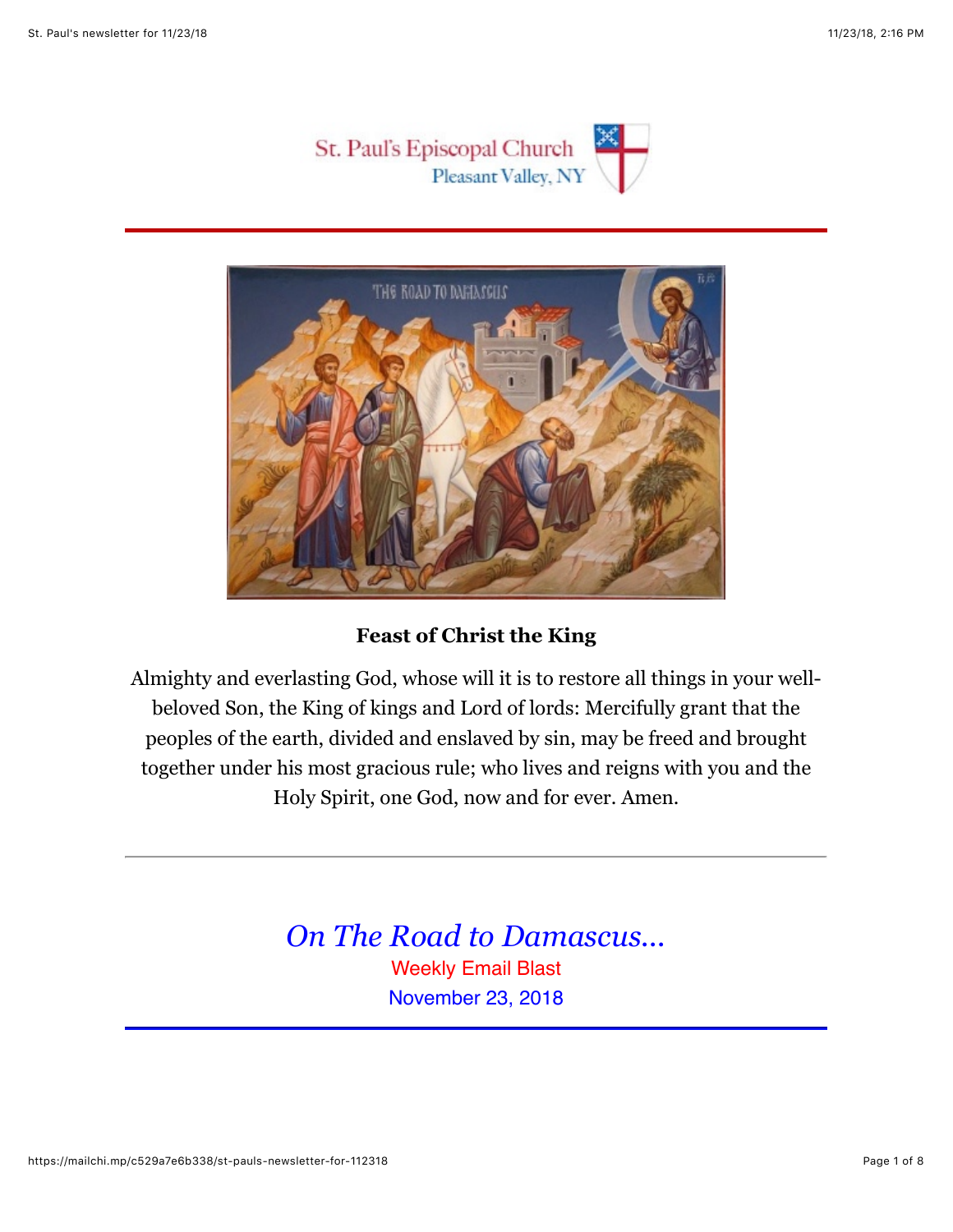St. Paul's Episcopal Church
Pleasant Valley, NY

**Feast of Christ the King**

Almighty and everlasting God, whose will it is to restore all things in your well-beloved Son, the King of kings and Lord of lords: Mercifully grant that the peoples of the earth, divided and enslaved by sin, may be freed and brought together under his most gracious rule; who lives and reigns with you and the Holy Spirit, one God, now and for ever. Amen.

---

# *On The Road to Damascus...*

Weekly Email Blast

November 23, 2018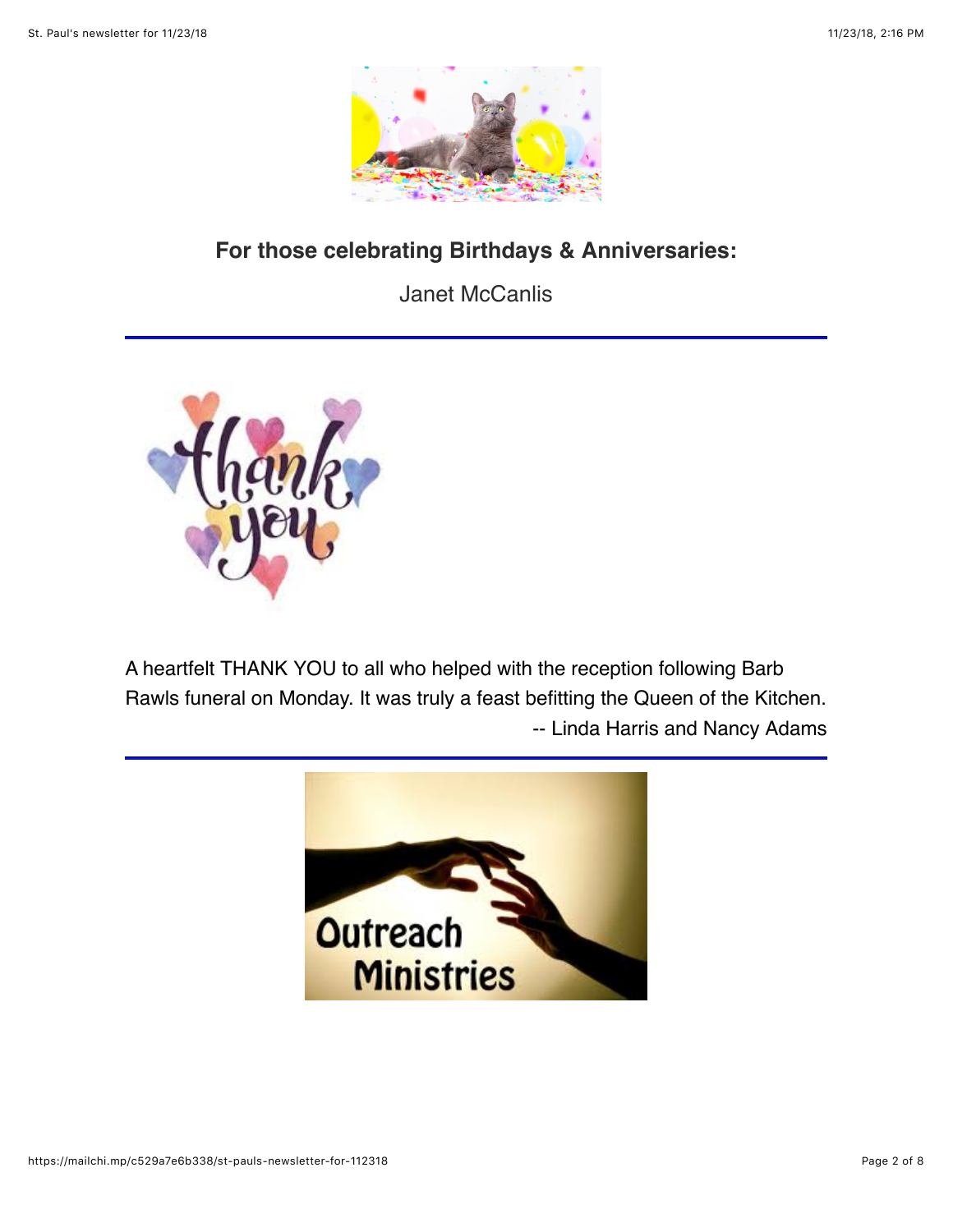### For those celebrating Birthdays & Anniversaries:

Janet McCanlis

---

A heartfelt THANK YOU to all who helped with the reception following Barb Rawls funeral on Monday. It was truly a feast befitting the Queen of the Kitchen.

-- Linda Harris and Nancy Adams

---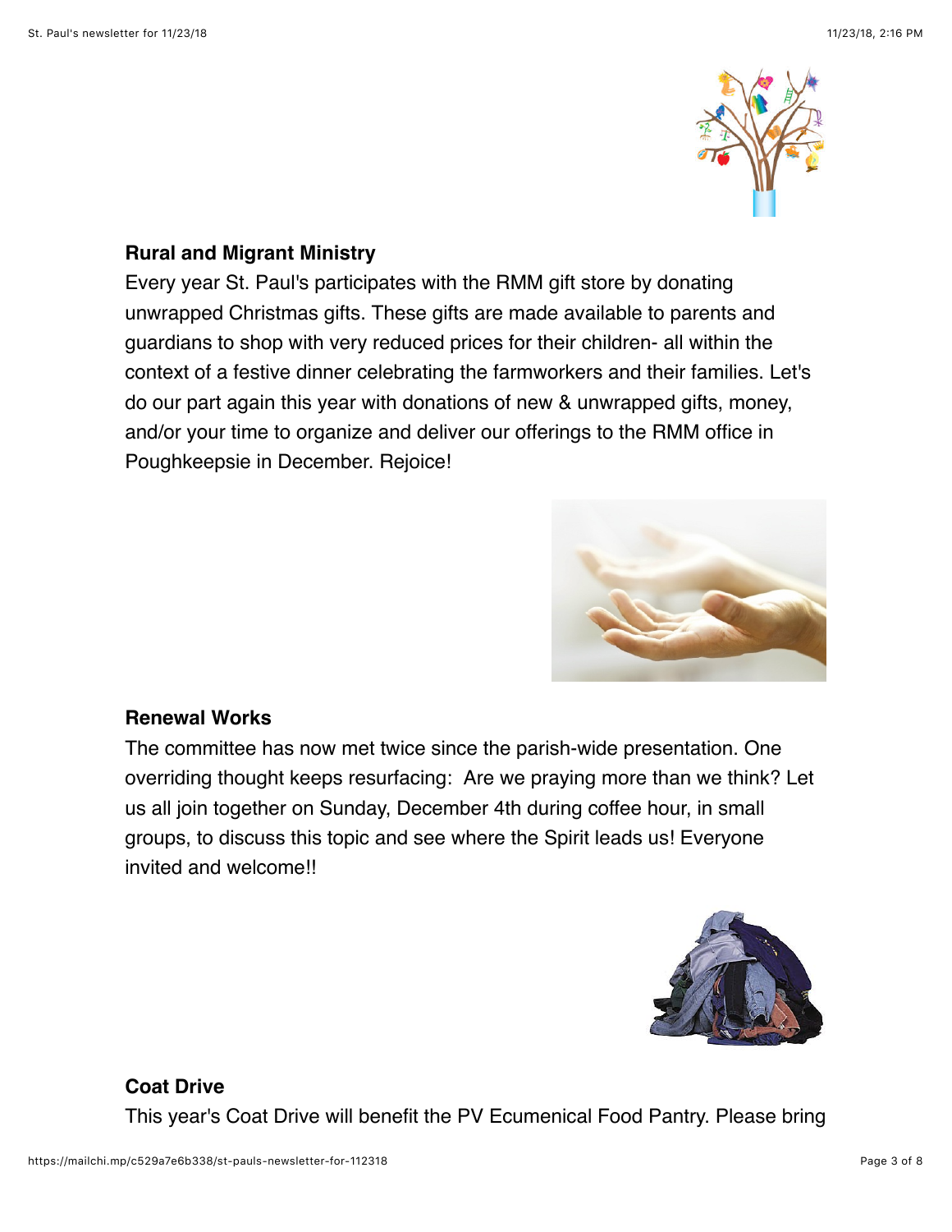**Rural and Migrant Ministry**

Every year St. Paul's participates with the RMM gift store by donating unwrapped Christmas gifts. These gifts are made available to parents and guardians to shop with very reduced prices for their children- all within the context of a festive dinner celebrating the farmworkers and their families. Let's do our part again this year with donations of new & unwrapped gifts, money, and/or your time to organize and deliver our offerings to the RMM office in Poughkeepsie in December. Rejoice!

**Renewal Works**

The committee has now met twice since the parish-wide presentation. One overriding thought keeps resurfacing: Are we praying more than we think? Let us all join together on Sunday, December 4th during coffee hour, in small groups, to discuss this topic and see where the Spirit leads us! Everyone invited and welcome!!

**Coat Drive**

This year's Coat Drive will benefit the PV Ecumenical Food Pantry. Please bring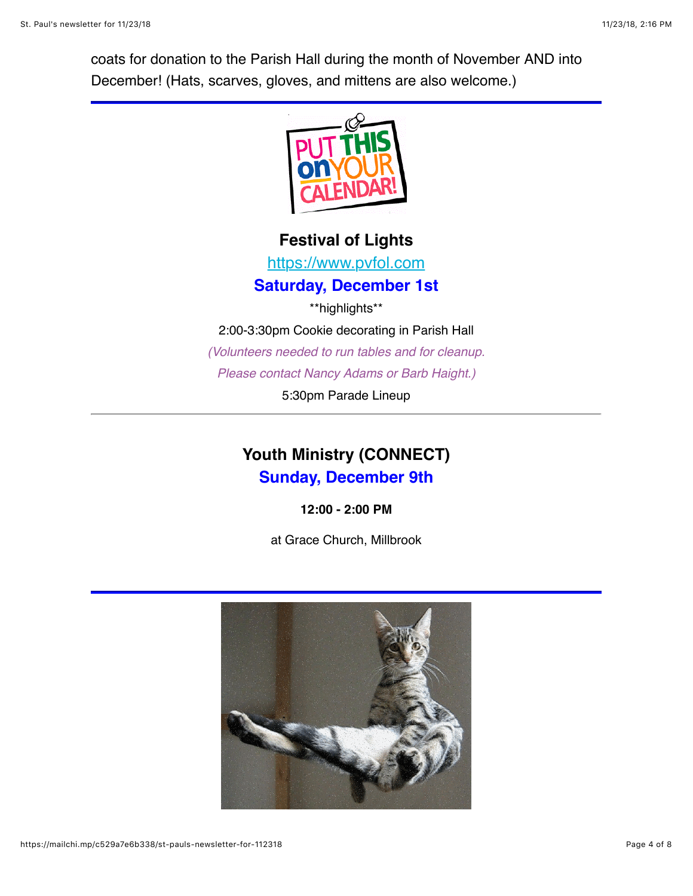coats for donation to the Parish Hall during the month of November AND into December! (Hats, scarves, gloves, and mittens are also welcome.)

---

**Festival of Lights**

https://www.pvfol.com

**Saturday, December 1st**

**highlights**

2:00-3:30pm Cookie decorating in Parish Hall

*(Volunteers needed to run tables and for cleanup. Please contact Nancy Adams or Barb Haight.)*

5:30pm Parade Lineup

---

**Youth Ministry (CONNECT)**

**Sunday, December 9th**

**12:00 - 2:00 PM**

at Grace Church, Millbrook

---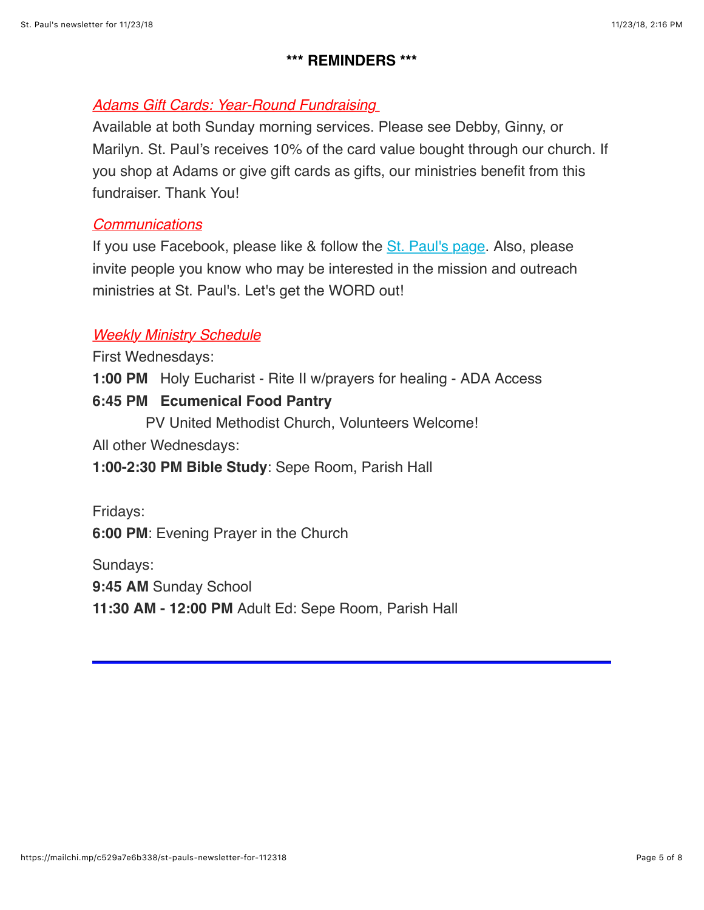### *** REMINDERS ***

*Adams Gift Cards: Year-Round Fundraising*

Available at both Sunday morning services. Please see Debby, Ginny, or Marilyn. St. Paul's receives 10% of the card value bought through our church. If you shop at Adams or give gift cards as gifts, our ministries benefit from this fundraiser. Thank You!

*Communications*

If you use Facebook, please like & follow the St. Paul's page. Also, please invite people you know who may be interested in the mission and outreach ministries at St. Paul's. Let's get the WORD out!

*Weekly Ministry Schedule*

First Wednesdays:

**1:00 PM** Holy Eucharist - Rite II w/prayers for healing - ADA Access

**6:45 PM Ecumenical Food Pantry**

PV United Methodist Church, Volunteers Welcome!

All other Wednesdays:

**1:00-2:30 PM Bible Study**: Sepe Room, Parish Hall

Fridays:

**6:00 PM**: Evening Prayer in the Church

Sundays:

**9:45 AM** Sunday School

**11:30 AM - 12:00 PM** Adult Ed: Sepe Room, Parish Hall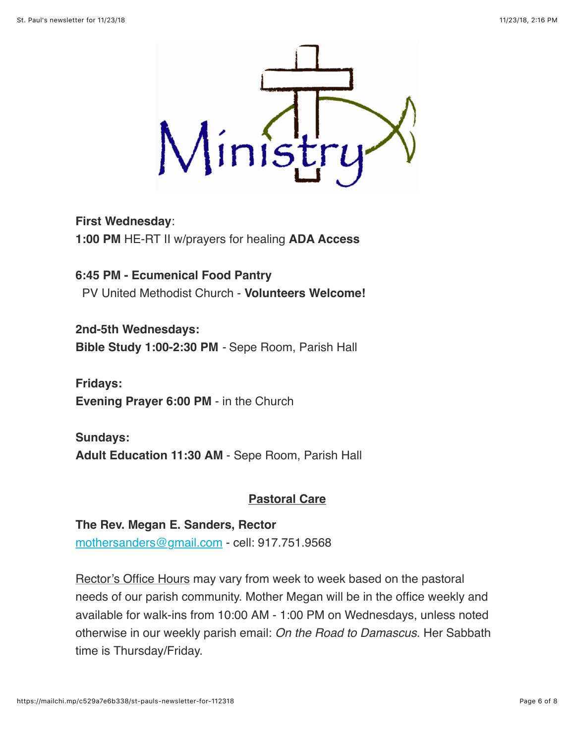**First Wednesday**:
**1:00 PM** HE-RT II w/prayers for healing **ADA Access**

**6:45 PM - Ecumenical Food Pantry**
PV United Methodist Church - **Volunteers Welcome!**

**2nd-5th Wednesdays:**
**Bible Study 1:00-2:30 PM** - Sepe Room, Parish Hall

**Fridays:**
**Evening Prayer 6:00 PM** - in the Church

**Sundays:**
**Adult Education 11:30 AM** - Sepe Room, Parish Hall

## Pastoral Care

**The Rev. Megan E. Sanders, Rector**
mothersanders@gmail.com - cell: 917.751.9568

Rector's Office Hours may vary from week to week based on the pastoral needs of our parish community. Mother Megan will be in the office weekly and available for walk-ins from 10:00 AM - 1:00 PM on Wednesdays, unless noted otherwise in our weekly parish email: *On the Road to Damascus*. Her Sabbath time is Thursday/Friday.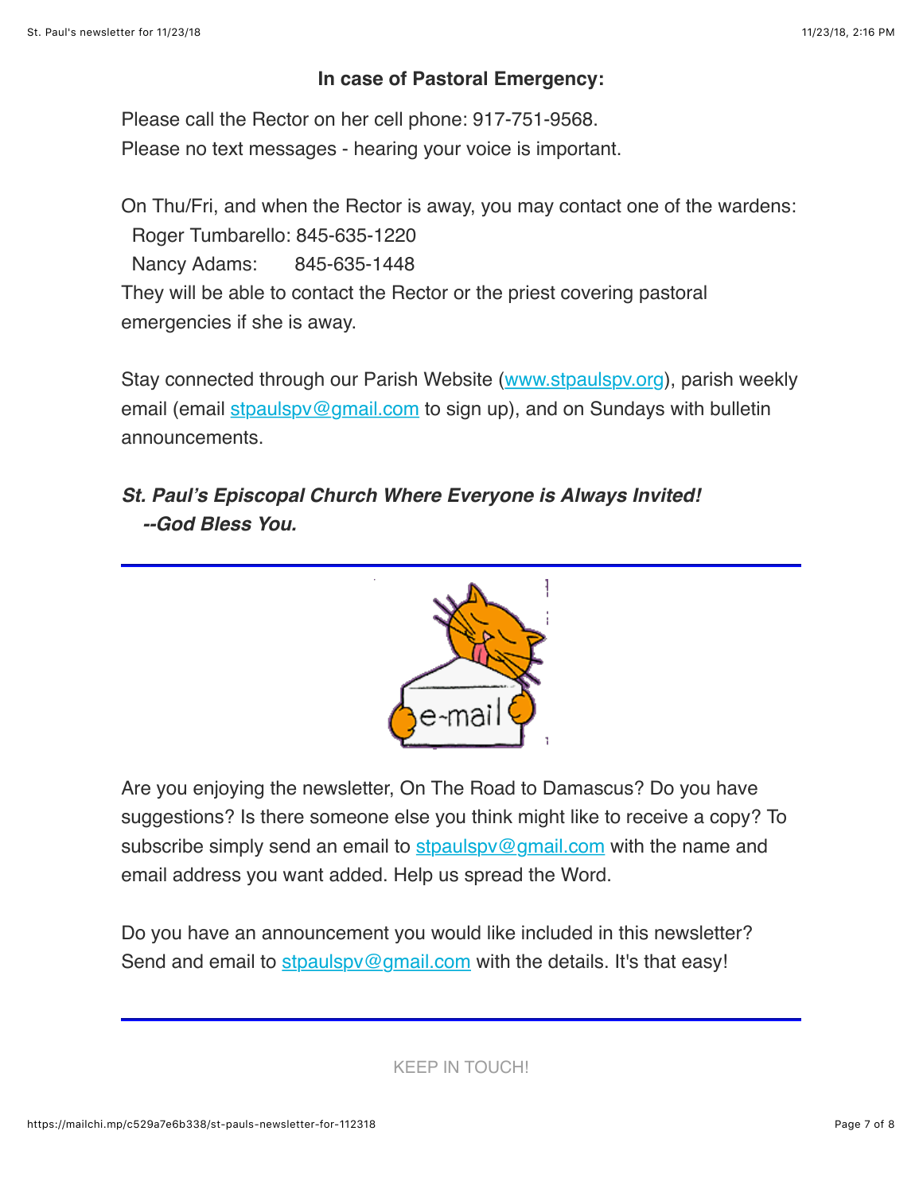**In case of Pastoral Emergency:**

Please call the Rector on her cell phone: 917-751-9568.
Please no text messages - hearing your voice is important.

On Thu/Fri, and when the Rector is away, you may contact one of the wardens:
Roger Tumbarello: 845-635-1220
Nancy Adams: 845-635-1448
They will be able to contact the Rector or the priest covering pastoral emergencies if she is away.

Stay connected through our Parish Website ([www.stpaulspv.org](http://www.stpaulspv.org)), parish weekly email (email [stpaulspv@gmail.com](mailto:stpaulspv@gmail.com) to sign up), and on Sundays with bulletin announcements.

***St. Paul's Episcopal Church Where Everyone is Always Invited!***
***--God Bless You.***

---

Are you enjoying the newsletter, On The Road to Damascus? Do you have suggestions? Is there someone else you think might like to receive a copy? To subscribe simply send an email to [stpaulspv@gmail.com](mailto:stpaulspv@gmail.com) with the name and email address you want added. Help us spread the Word.

Do you have an announcement you would like included in this newsletter? Send and email to [stpaulspv@gmail.com](mailto:stpaulspv@gmail.com) with the details. It's that easy!

---

KEEP IN TOUCH!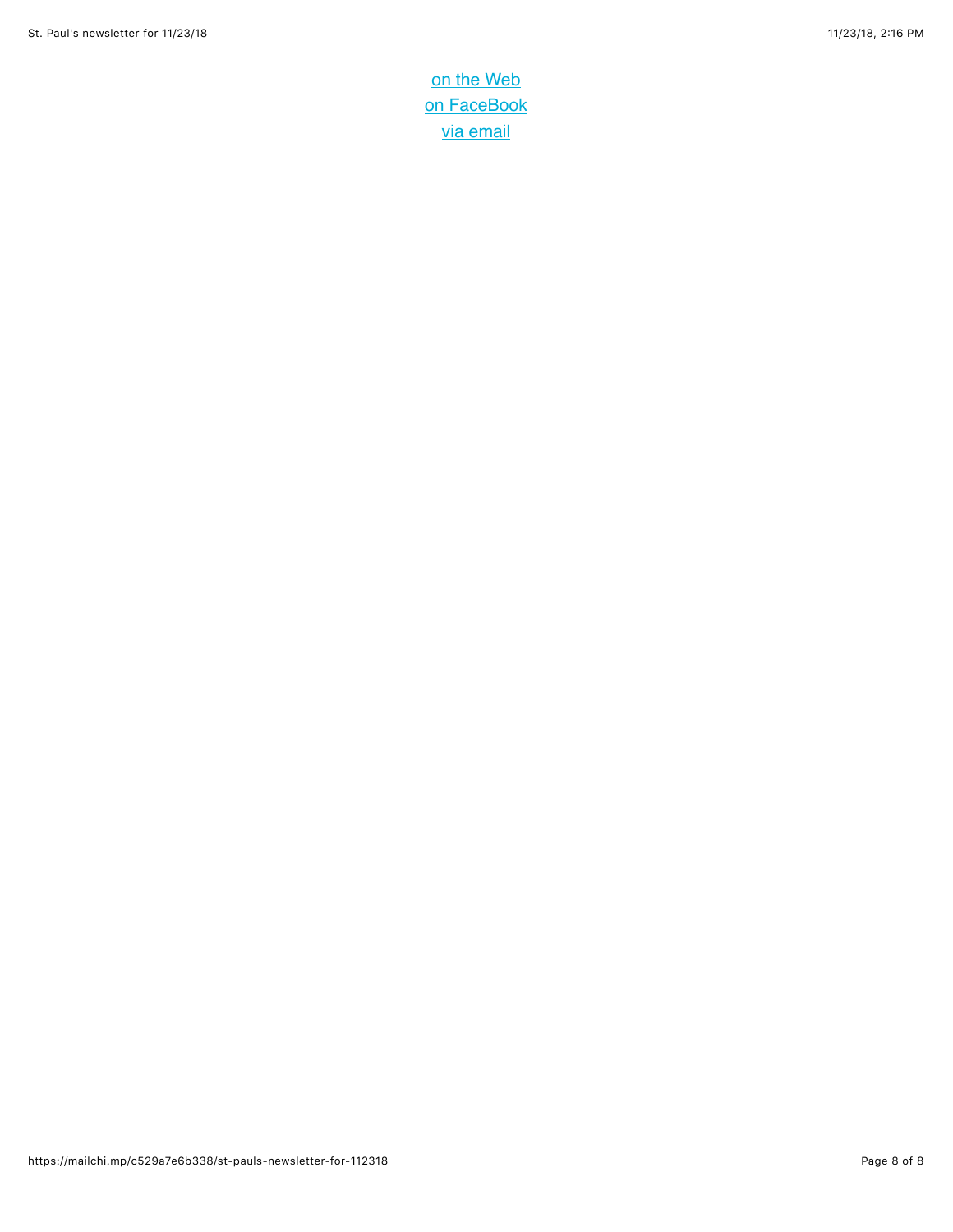on the Web
on FaceBook
via email